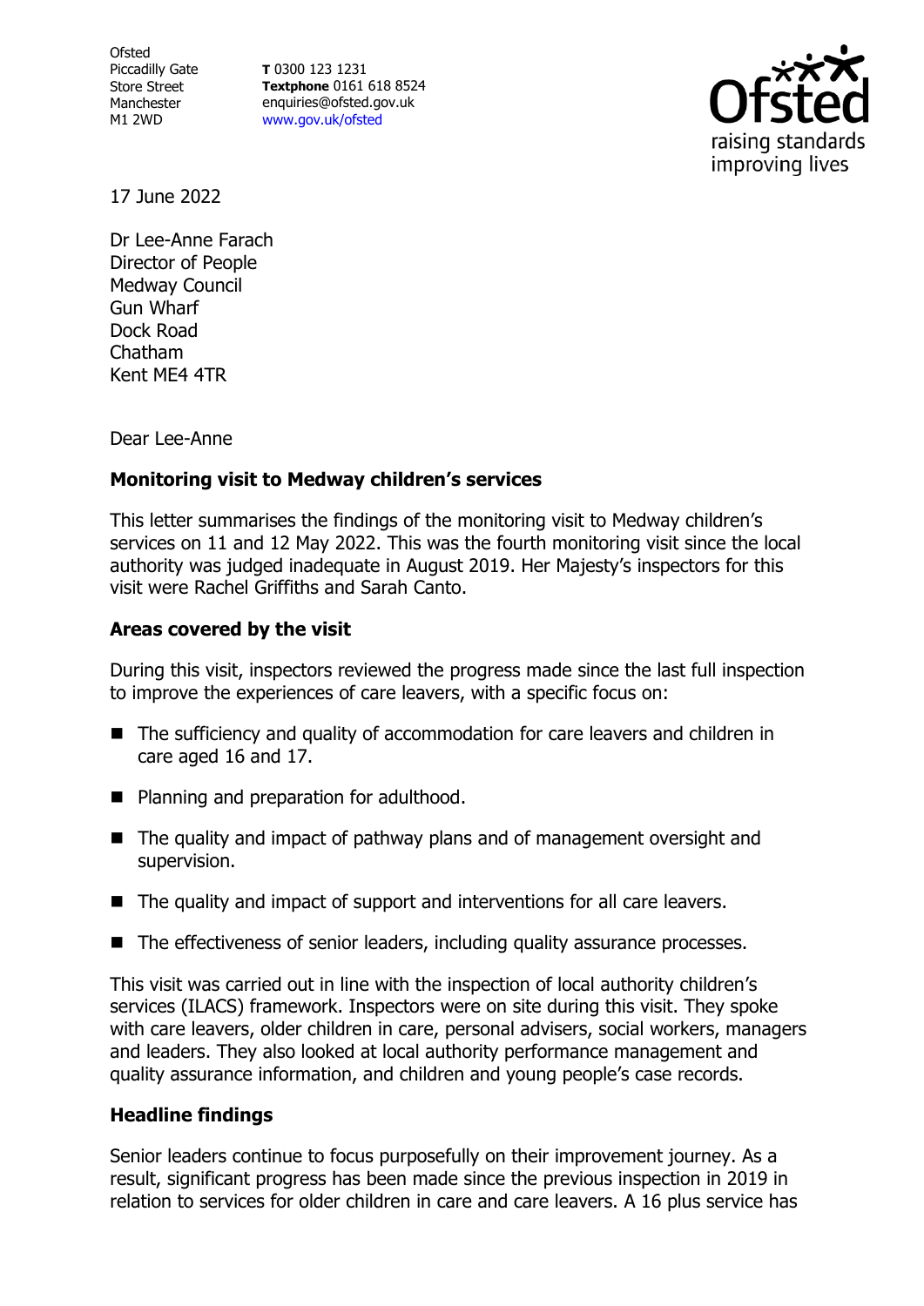Ofsted
Piccadilly Gate
Store Street
Manchester
M1 2WD

**T** 0300 123 1231
**Textphone** 0161 618 8524
enquiries@ofsted.gov.uk
www.gov.uk/ofsted

17 June 2022

Dr Lee-Anne Farach
Director of People
Medway Council
Gun Wharf
Dock Road
Chatham
Kent ME4 4TR

Dear Lee-Anne

**Monitoring visit to Medway children's services**

This letter summarises the findings of the monitoring visit to Medway children's services on 11 and 12 May 2022. This was the fourth monitoring visit since the local authority was judged inadequate in August 2019. Her Majesty's inspectors for this visit were Rachel Griffiths and Sarah Canto.

**Areas covered by the visit**

During this visit, inspectors reviewed the progress made since the last full inspection to improve the experiences of care leavers, with a specific focus on:

- The sufficiency and quality of accommodation for care leavers and children in care aged 16 and 17.
- Planning and preparation for adulthood.
- The quality and impact of pathway plans and of management oversight and supervision.
- The quality and impact of support and interventions for all care leavers.
- The effectiveness of senior leaders, including quality assurance processes.

This visit was carried out in line with the inspection of local authority children's services (ILACS) framework. Inspectors were on site during this visit. They spoke with care leavers, older children in care, personal advisers, social workers, managers and leaders. They also looked at local authority performance management and quality assurance information, and children and young people's case records.

**Headline findings**

Senior leaders continue to focus purposefully on their improvement journey. As a result, significant progress has been made since the previous inspection in 2019 in relation to services for older children in care and care leavers. A 16 plus service has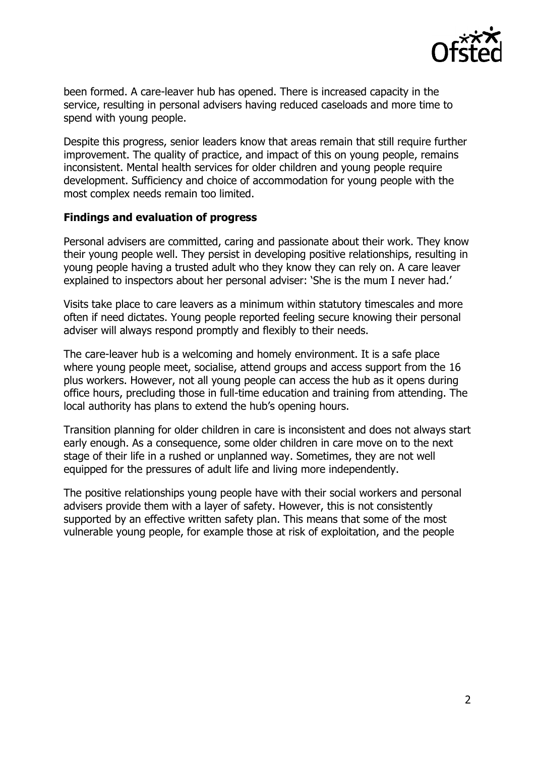been formed. A care-leaver hub has opened. There is increased capacity in the service, resulting in personal advisers having reduced caseloads and more time to spend with young people.

Despite this progress, senior leaders know that areas remain that still require further improvement. The quality of practice, and impact of this on young people, remains inconsistent. Mental health services for older children and young people require development. Sufficiency and choice of accommodation for young people with the most complex needs remain too limited.

### Findings and evaluation of progress

Personal advisers are committed, caring and passionate about their work. They know their young people well. They persist in developing positive relationships, resulting in young people having a trusted adult who they know they can rely on. A care leaver explained to inspectors about her personal adviser: 'She is the mum I never had.'

Visits take place to care leavers as a minimum within statutory timescales and more often if need dictates. Young people reported feeling secure knowing their personal adviser will always respond promptly and flexibly to their needs.

The care-leaver hub is a welcoming and homely environment. It is a safe place where young people meet, socialise, attend groups and access support from the 16 plus workers. However, not all young people can access the hub as it opens during office hours, precluding those in full-time education and training from attending. The local authority has plans to extend the hub's opening hours.

Transition planning for older children in care is inconsistent and does not always start early enough. As a consequence, some older children in care move on to the next stage of their life in a rushed or unplanned way. Sometimes, they are not well equipped for the pressures of adult life and living more independently.

The positive relationships young people have with their social workers and personal advisers provide them with a layer of safety. However, this is not consistently supported by an effective written safety plan. This means that some of the most vulnerable young people, for example those at risk of exploitation, and the people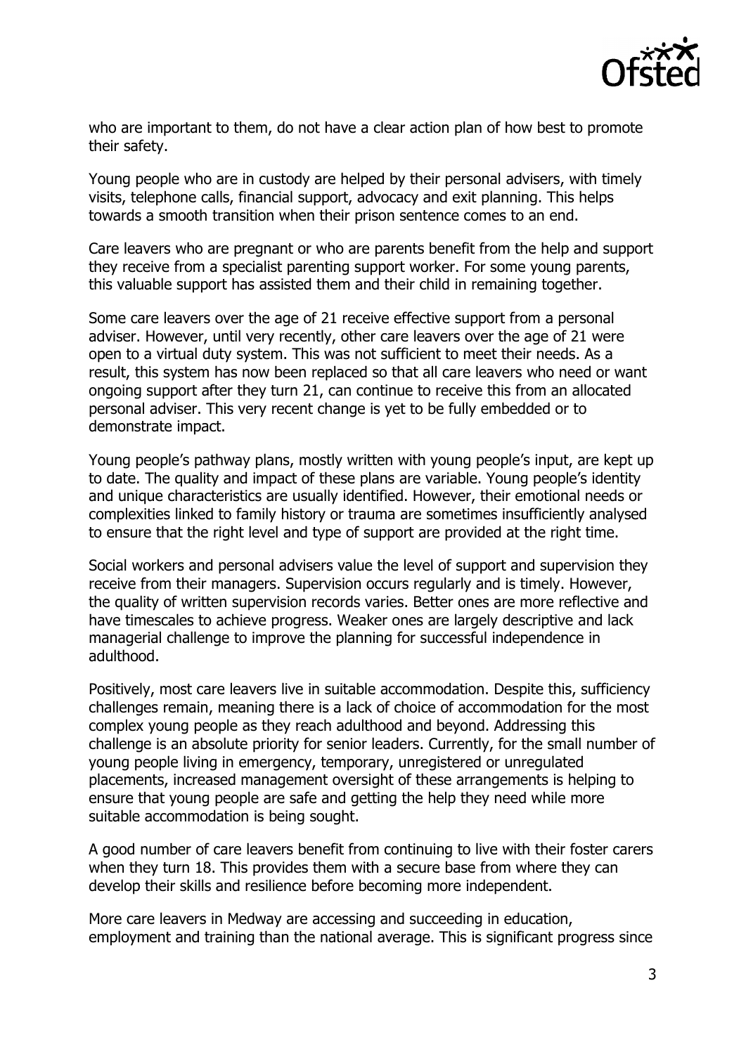who are important to them, do not have a clear action plan of how best to promote their safety.

Young people who are in custody are helped by their personal advisers, with timely visits, telephone calls, financial support, advocacy and exit planning. This helps towards a smooth transition when their prison sentence comes to an end.

Care leavers who are pregnant or who are parents benefit from the help and support they receive from a specialist parenting support worker. For some young parents, this valuable support has assisted them and their child in remaining together.

Some care leavers over the age of 21 receive effective support from a personal adviser. However, until very recently, other care leavers over the age of 21 were open to a virtual duty system. This was not sufficient to meet their needs. As a result, this system has now been replaced so that all care leavers who need or want ongoing support after they turn 21, can continue to receive this from an allocated personal adviser. This very recent change is yet to be fully embedded or to demonstrate impact.

Young people's pathway plans, mostly written with young people's input, are kept up to date. The quality and impact of these plans are variable. Young people's identity and unique characteristics are usually identified. However, their emotional needs or complexities linked to family history or trauma are sometimes insufficiently analysed to ensure that the right level and type of support are provided at the right time.

Social workers and personal advisers value the level of support and supervision they receive from their managers. Supervision occurs regularly and is timely. However, the quality of written supervision records varies. Better ones are more reflective and have timescales to achieve progress. Weaker ones are largely descriptive and lack managerial challenge to improve the planning for successful independence in adulthood.

Positively, most care leavers live in suitable accommodation. Despite this, sufficiency challenges remain, meaning there is a lack of choice of accommodation for the most complex young people as they reach adulthood and beyond. Addressing this challenge is an absolute priority for senior leaders. Currently, for the small number of young people living in emergency, temporary, unregistered or unregulated placements, increased management oversight of these arrangements is helping to ensure that young people are safe and getting the help they need while more suitable accommodation is being sought.

A good number of care leavers benefit from continuing to live with their foster carers when they turn 18. This provides them with a secure base from where they can develop their skills and resilience before becoming more independent.

More care leavers in Medway are accessing and succeeding in education, employment and training than the national average. This is significant progress since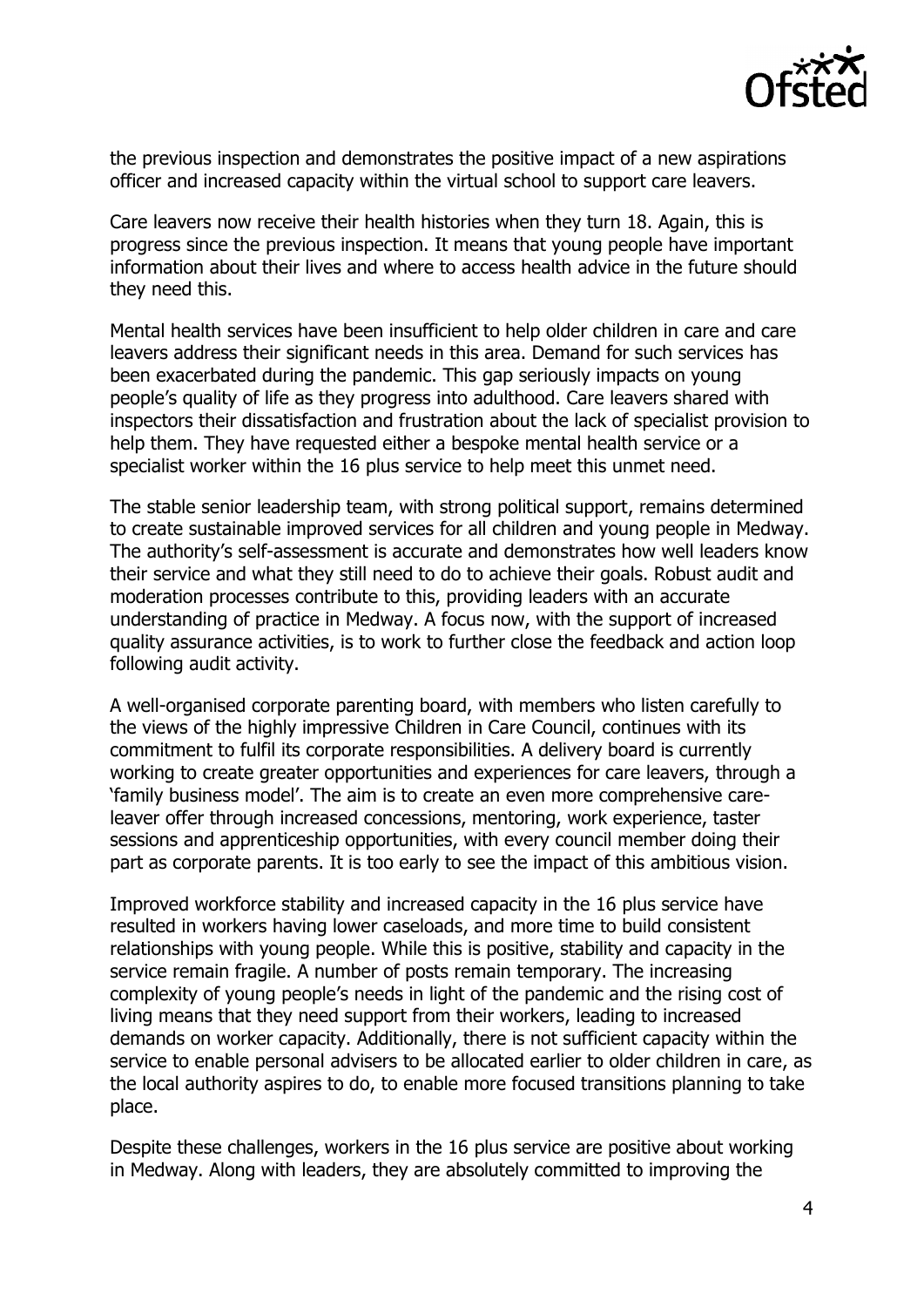the previous inspection and demonstrates the positive impact of a new aspirations officer and increased capacity within the virtual school to support care leavers.

Care leavers now receive their health histories when they turn 18. Again, this is progress since the previous inspection. It means that young people have important information about their lives and where to access health advice in the future should they need this.

Mental health services have been insufficient to help older children in care and care leavers address their significant needs in this area. Demand for such services has been exacerbated during the pandemic. This gap seriously impacts on young people's quality of life as they progress into adulthood. Care leavers shared with inspectors their dissatisfaction and frustration about the lack of specialist provision to help them. They have requested either a bespoke mental health service or a specialist worker within the 16 plus service to help meet this unmet need.

The stable senior leadership team, with strong political support, remains determined to create sustainable improved services for all children and young people in Medway. The authority's self-assessment is accurate and demonstrates how well leaders know their service and what they still need to do to achieve their goals. Robust audit and moderation processes contribute to this, providing leaders with an accurate understanding of practice in Medway. A focus now, with the support of increased quality assurance activities, is to work to further close the feedback and action loop following audit activity.

A well-organised corporate parenting board, with members who listen carefully to the views of the highly impressive Children in Care Council, continues with its commitment to fulfil its corporate responsibilities. A delivery board is currently working to create greater opportunities and experiences for care leavers, through a 'family business model'. The aim is to create an even more comprehensive care-leaver offer through increased concessions, mentoring, work experience, taster sessions and apprenticeship opportunities, with every council member doing their part as corporate parents. It is too early to see the impact of this ambitious vision.

Improved workforce stability and increased capacity in the 16 plus service have resulted in workers having lower caseloads, and more time to build consistent relationships with young people. While this is positive, stability and capacity in the service remain fragile. A number of posts remain temporary. The increasing complexity of young people's needs in light of the pandemic and the rising cost of living means that they need support from their workers, leading to increased demands on worker capacity. Additionally, there is not sufficient capacity within the service to enable personal advisers to be allocated earlier to older children in care, as the local authority aspires to do, to enable more focused transitions planning to take place.

Despite these challenges, workers in the 16 plus service are positive about working in Medway. Along with leaders, they are absolutely committed to improving the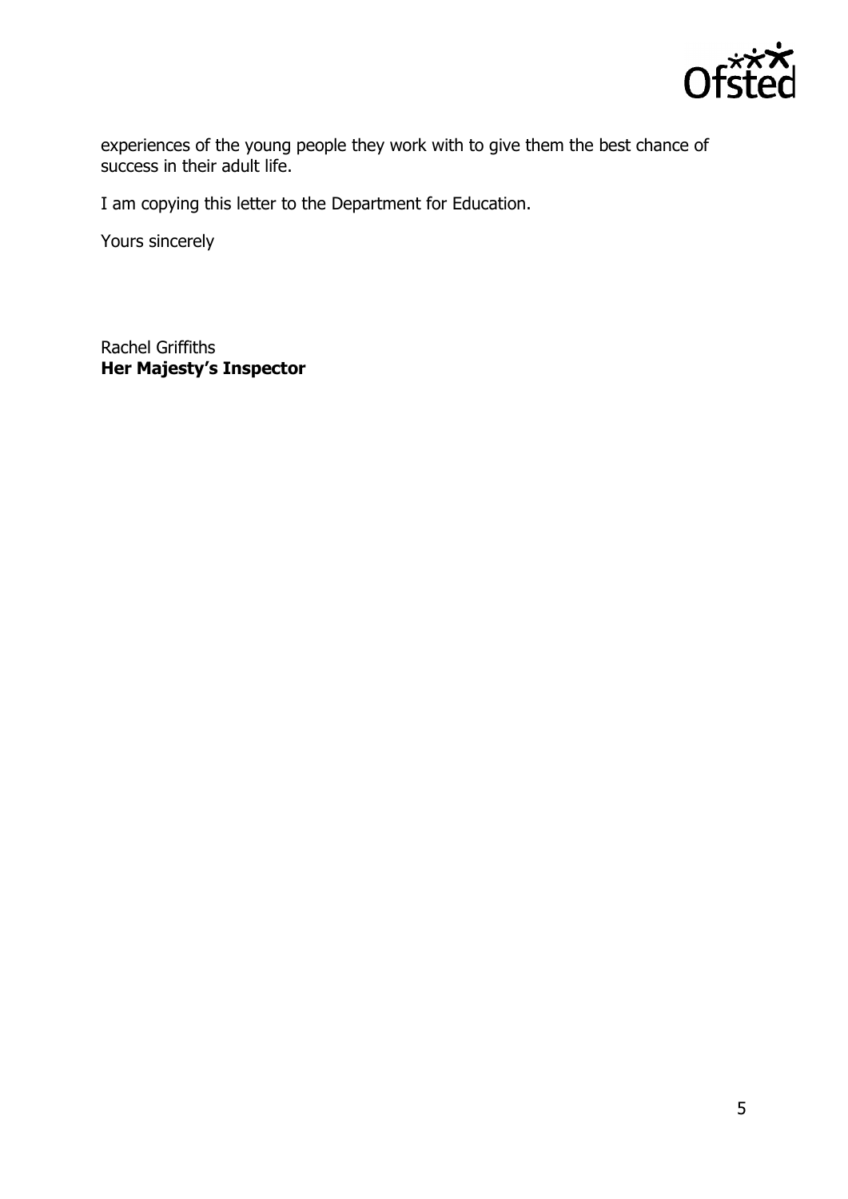experiences of the young people they work with to give them the best chance of success in their adult life.

I am copying this letter to the Department for Education.

Yours sincerely

Rachel Griffiths
**Her Majesty's Inspector**